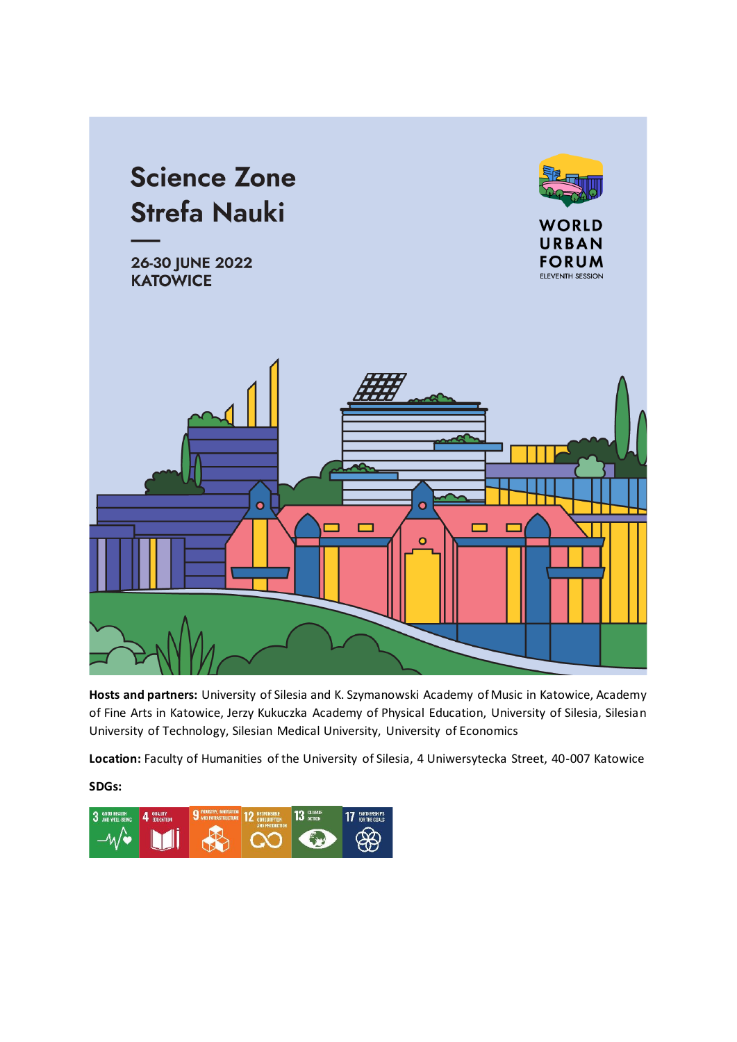# Science Zone
# Strefa Nauki

—

**26-30 JUNE 2022**
**KATOWICE**

WORLD URBAN FORUM
ELEVENTH SESSION

**Hosts and partners:** University of Silesia and K. Szymanowski Academy of Music in Katowice, Academy of Fine Arts in Katowice, Jerzy Kukuczka Academy of Physical Education, University of Silesia, Silesian University of Technology, Silesian Medical University, University of Economics

**Location:** Faculty of Humanities of the University of Silesia, 4 Uniwersytecka Street, 40-007 Katowice

**SDGs:**

3 GOOD HEALTH AND WELL-BEING | 4 QUALITY EDUCATION | 9 INDUSTRY, INNOVATION AND INFRASTRUCTURE | 12 RESPONSIBLE CONSUMPTION AND PRODUCTION | 13 CLIMATE ACTION | 17 PARTNERSHIPS FOR THE GOALS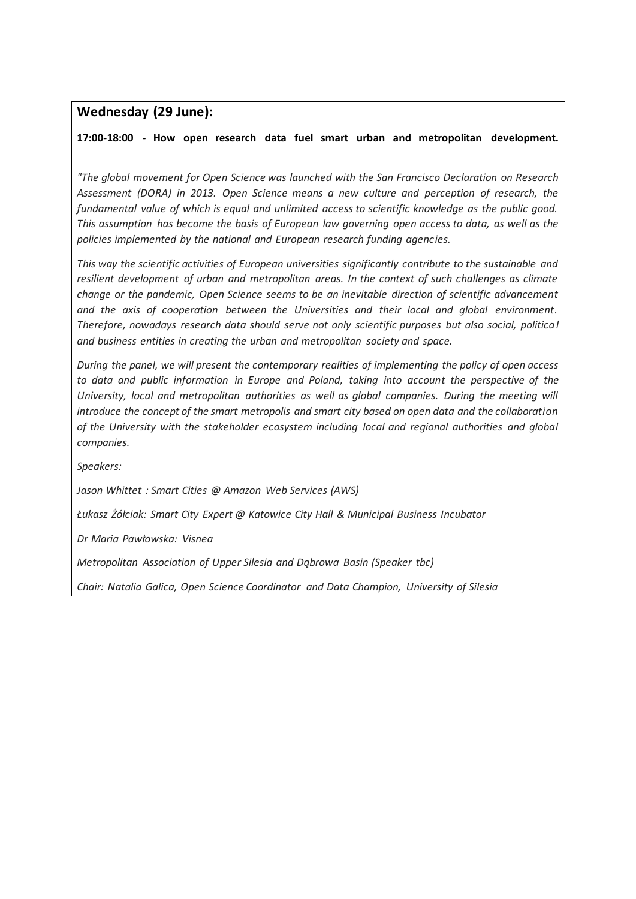## Wednesday (29 June):

**17:00-18:00 - How open research data fuel smart urban and metropolitan development.**

*"The global movement for Open Science was launched with the San Francisco Declaration on Research Assessment (DORA) in 2013. Open Science means a new culture and perception of research, the fundamental value of which is equal and unlimited access to scientific knowledge as the public good. This assumption has become the basis of European law governing open access to data, as well as the policies implemented by the national and European research funding agencies.*

*This way the scientific activities of European universities significantly contribute to the sustainable and resilient development of urban and metropolitan areas. In the context of such challenges as climate change or the pandemic, Open Science seems to be an inevitable direction of scientific advancement and the axis of cooperation between the Universities and their local and global environment. Therefore, nowadays research data should serve not only scientific purposes but also social, political and business entities in creating the urban and metropolitan society and space.*

*During the panel, we will present the contemporary realities of implementing the policy of open access to data and public information in Europe and Poland, taking into account the perspective of the University, local and metropolitan authorities as well as global companies. During the meeting will introduce the concept of the smart metropolis and smart city based on open data and the collaboration of the University with the stakeholder ecosystem including local and regional authorities and global companies.*

*Speakers:*

*Jason Whittet : Smart Cities @ Amazon Web Services (AWS)*

*Łukasz Żółciak: Smart City Expert @ Katowice City Hall & Municipal Business Incubator*

*Dr Maria Pawłowska: Visnea*

*Metropolitan Association of Upper Silesia and Dąbrowa Basin (Speaker tbc)*

*Chair: Natalia Galica, Open Science Coordinator and Data Champion, University of Silesia*